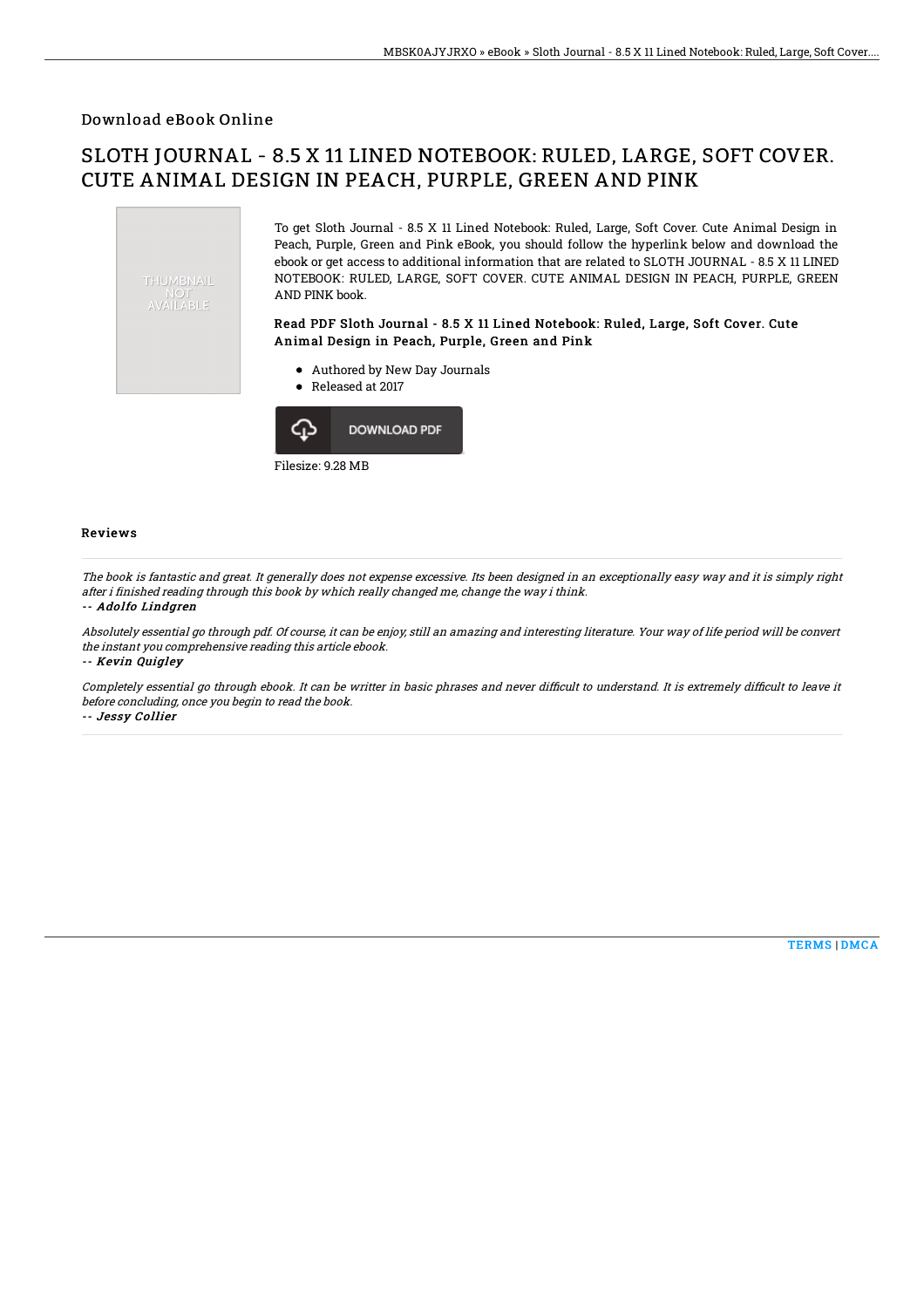Download eBook Online

# SLOTH JOURNAL - 8.5 X 11 LINED NOTEBOOK: RULED, LARGE, SOFT COVER. CUTE ANIMAL DESIGN IN PEACH, PURPLE, GREEN AND PINK

To get Sloth Journal - 8.5 X 11 Lined Notebook: Ruled, Large, Soft Cover. Cute Animal Design in Peach, Purple, Green and Pink eBook, you should follow the hyperlink below and download the ebook or get access to additional information that are related to SLOTH JOURNAL - 8.5 X 11 LINED NOTEBOOK: RULED, LARGE, SOFT COVER. CUTE ANIMAL DESIGN IN PEACH, PURPLE, GREEN AND PINK book.

### Read PDF Sloth Journal - 8.5 X 11 Lined Notebook: Ruled, Large, Soft Cover. Cute Animal Design in Peach, Purple, Green and Pink

- Authored by New Day Journals
- Released at 2017

DOWNLOAD PDF

Filesize: 9.28 MB

## Reviews

*The book is fantastic and great. It generally does not expense excessive. Its been designed in an exceptionally easy way and it is simply right after i finished reading through this book by which really changed me, change the way i think.*

*-- Adolfo Lindgren*

*Absolutely essential go through pdf. Of course, it can be enjoy, still an amazing and interesting literature. Your way of life period will be convert the instant you comprehensive reading this article ebook.*

*-- Kevin Quigley*

*Completely essential go through ebook. It can be writter in basic phrases and never difficult to understand. It is extremely difficult to leave it before concluding, once you begin to read the book.*

*-- Jessy Collier*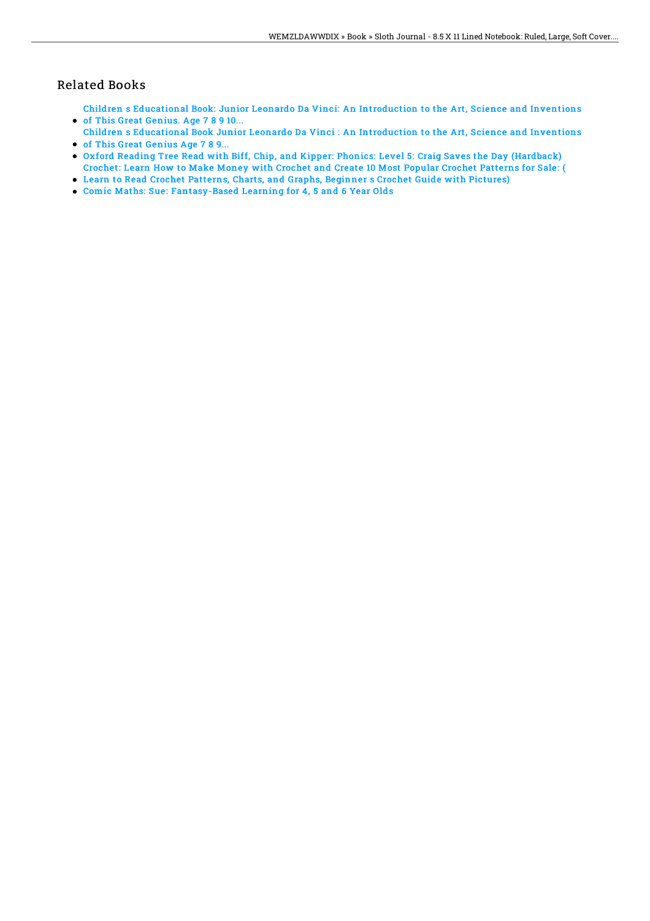## Related Books

- Children s Educational Book: Junior Leonardo Da Vinci: An Introduction to the Art, Science and Inventions of This Great Genius. Age 7 8 9 10...
- Children s Educational Book Junior Leonardo Da Vinci : An Introduction to the Art, Science and Inventions of This Great Genius Age 7 8 9...
- Oxford Reading Tree Read with Biff, Chip, and Kipper: Phonics: Level 5: Craig Saves the Day (Hardback)
- Crochet: Learn How to Make Money with Crochet and Create 10 Most Popular Crochet Patterns for Sale: ( Learn to Read Crochet Patterns, Charts, and Graphs, Beginner s Crochet Guide with Pictures)
- Comic Maths: Sue: Fantasy-Based Learning for 4, 5 and 6 Year Olds